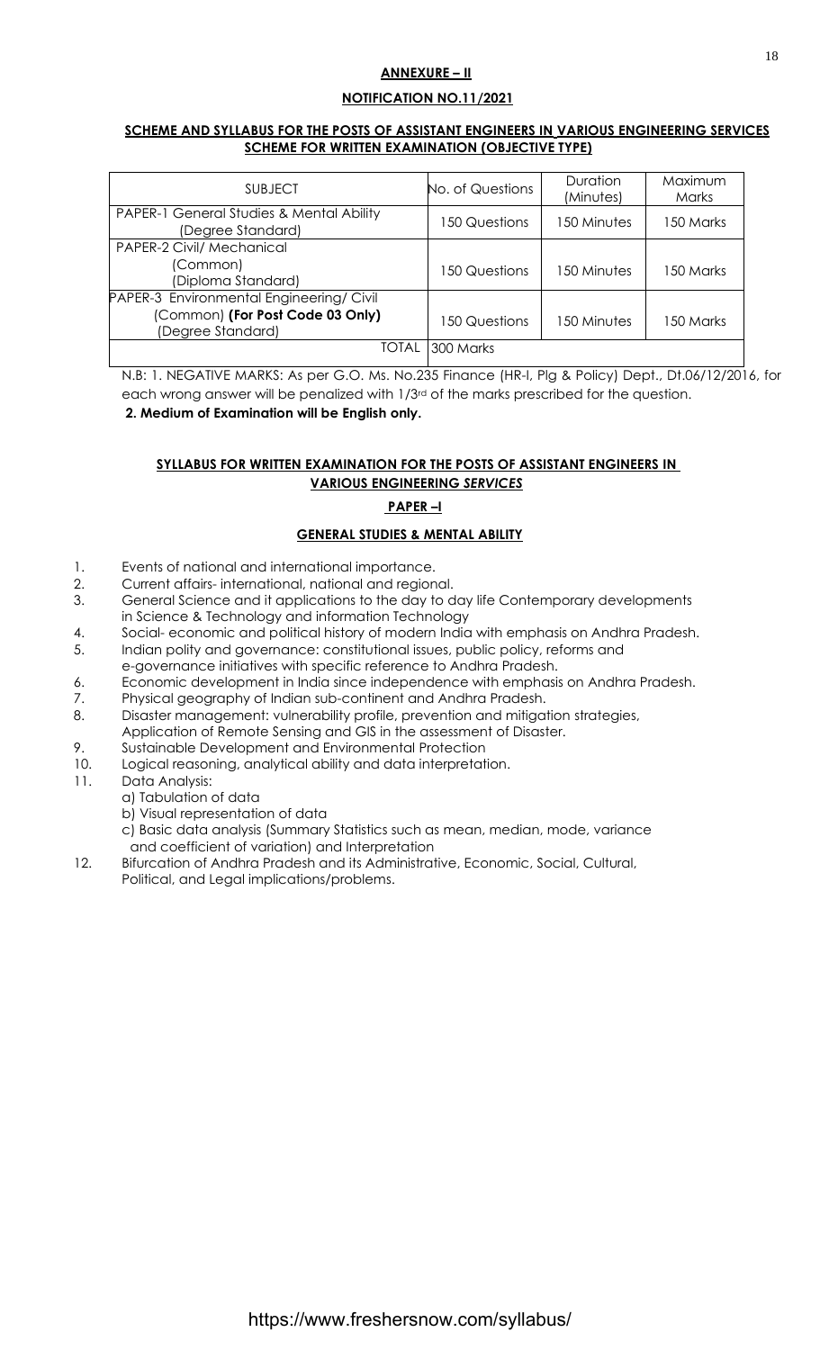## ANNEXURE – II

## NOTIFICATION NO.11/2021

### SCHEME AND SYLLABUS FOR THE POSTS OF ASSISTANT ENGINEERS IN VARIOUS ENGINEERING SERVICES SCHEME FOR WRITTEN EXAMINATION (OBJECTIVE TYPE)

| SUBJECT | No. of Questions | Duration (Minutes) | Maximum Marks |
|---|---|---|---|
| PAPER-1 General Studies & Mental Ability (Degree Standard) | 150 Questions | 150 Minutes | 150 Marks |
| PAPER-2 Civil/ Mechanical (Common) (Diploma Standard) | 150 Questions | 150 Minutes | 150 Marks |
| PAPER-3 Environmental Engineering/ Civil (Common) **(For Post Code 03 Only)** (Degree Standard) | 150 Questions | 150 Minutes | 150 Marks |
| TOTAL | 300 Marks | | |

N.B: 1. NEGATIVE MARKS: As per G.O. Ms. No.235 Finance (HR-I, Plg & Policy) Dept., Dt.06/12/2016, for each wrong answer will be penalized with 1/3rd of the marks prescribed for the question.

**2. Medium of Examination will be English only.**

### SYLLABUS FOR WRITTEN EXAMINATION FOR THE POSTS OF ASSISTANT ENGINEERS IN VARIOUS ENGINEERING *SERVICES*

### PAPER –I

### GENERAL STUDIES & MENTAL ABILITY

1. Events of national and international importance.
2. Current affairs- international, national and regional.
3. General Science and it applications to the day to day life Contemporary developments in Science & Technology and information Technology
4. Social- economic and political history of modern India with emphasis on Andhra Pradesh.
5. Indian polity and governance: constitutional issues, public policy, reforms and e-governance initiatives with specific reference to Andhra Pradesh.
6. Economic development in India since independence with emphasis on Andhra Pradesh.
7. Physical geography of Indian sub-continent and Andhra Pradesh.
8. Disaster management: vulnerability profile, prevention and mitigation strategies, Application of Remote Sensing and GIS in the assessment of Disaster.
9. Sustainable Development and Environmental Protection
10. Logical reasoning, analytical ability and data interpretation.
11. Data Analysis:
    a) Tabulation of data
    b) Visual representation of data
    c) Basic data analysis (Summary Statistics such as mean, median, mode, variance and coefficient of variation) and Interpretation
12. Bifurcation of Andhra Pradesh and its Administrative, Economic, Social, Cultural, Political, and Legal implications/problems.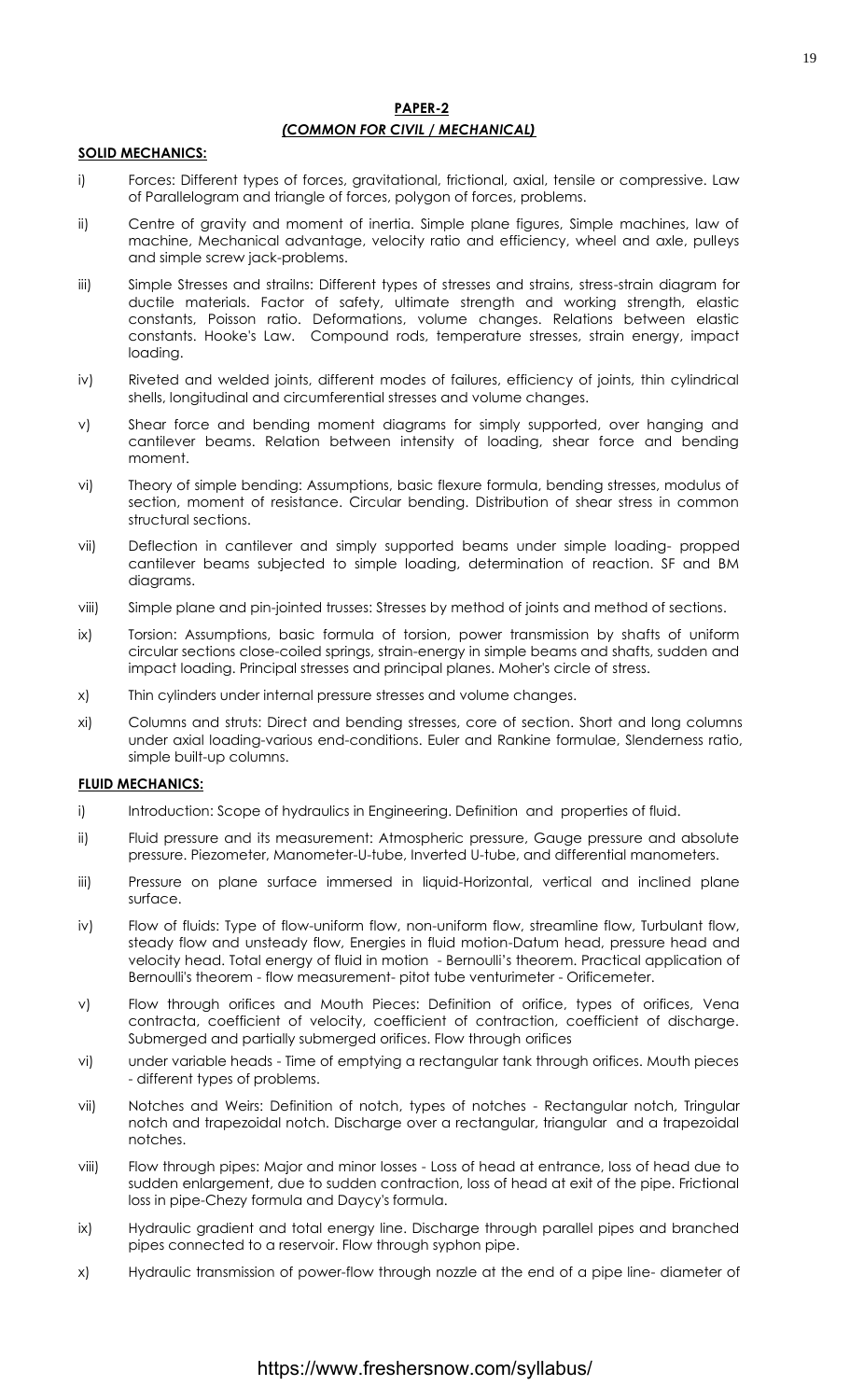## PAPER-2

### *(COMMON FOR CIVIL / MECHANICAL)*

**SOLID MECHANICS:**

i) Forces: Different types of forces, gravitational, frictional, axial, tensile or compressive. Law of Parallelogram and triangle of forces, polygon of forces, problems.

ii) Centre of gravity and moment of inertia. Simple plane figures, Simple machines, law of machine, Mechanical advantage, velocity ratio and efficiency, wheel and axle, pulleys and simple screw jack-problems.

iii) Simple Stresses and strailns: Different types of stresses and strains, stress-strain diagram for ductile materials. Factor of safety, ultimate strength and working strength, elastic constants, Poisson ratio. Deformations, volume changes. Relations between elastic constants. Hooke's Law. Compound rods, temperature stresses, strain energy, impact loading.

iv) Riveted and welded joints, different modes of failures, efficiency of joints, thin cylindrical shells, longitudinal and circumferential stresses and volume changes.

v) Shear force and bending moment diagrams for simply supported, over hanging and cantilever beams. Relation between intensity of loading, shear force and bending moment.

vi) Theory of simple bending: Assumptions, basic flexure formula, bending stresses, modulus of section, moment of resistance. Circular bending. Distribution of shear stress in common structural sections.

vii) Deflection in cantilever and simply supported beams under simple loading- propped cantilever beams subjected to simple loading, determination of reaction. SF and BM diagrams.

viii) Simple plane and pin-jointed trusses: Stresses by method of joints and method of sections.

ix) Torsion: Assumptions, basic formula of torsion, power transmission by shafts of uniform circular sections close-coiled springs, strain-energy in simple beams and shafts, sudden and impact loading. Principal stresses and principal planes. Moher's circle of stress.

x) Thin cylinders under internal pressure stresses and volume changes.

xi) Columns and struts: Direct and bending stresses, core of section. Short and long columns under axial loading-various end-conditions. Euler and Rankine formulae, Slenderness ratio, simple built-up columns.

**FLUID MECHANICS:**

i) Introduction: Scope of hydraulics in Engineering. Definition and properties of fluid.

ii) Fluid pressure and its measurement: Atmospheric pressure, Gauge pressure and absolute pressure. Piezometer, Manometer-U-tube, Inverted U-tube, and differential manometers.

iii) Pressure on plane surface immersed in liquid-Horizontal, vertical and inclined plane surface.

iv) Flow of fluids: Type of flow-uniform flow, non-uniform flow, streamline flow, Turbulant flow, steady flow and unsteady flow, Energies in fluid motion-Datum head, pressure head and velocity head. Total energy of fluid in motion - Bernoulli's theorem. Practical application of Bernoulli's theorem - flow measurement- pitot tube venturimeter - Orificemeter.

v) Flow through orifices and Mouth Pieces: Definition of orifice, types of orifices, Vena contracta, coefficient of velocity, coefficient of contraction, coefficient of discharge. Submerged and partially submerged orifices. Flow through orifices

vi) under variable heads - Time of emptying a rectangular tank through orifices. Mouth pieces - different types of problems.

vii) Notches and Weirs: Definition of notch, types of notches - Rectangular notch, Tringular notch and trapezoidal notch. Discharge over a rectangular, triangular and a trapezoidal notches.

viii) Flow through pipes: Major and minor losses - Loss of head at entrance, loss of head due to sudden enlargement, due to sudden contraction, loss of head at exit of the pipe. Frictional loss in pipe-Chezy formula and Daycy's formula.

ix) Hydraulic gradient and total energy line. Discharge through parallel pipes and branched pipes connected to a reservoir. Flow through syphon pipe.

x) Hydraulic transmission of power-flow through nozzle at the end of a pipe line- diameter of

https://www.freshersnow.com/syllabus/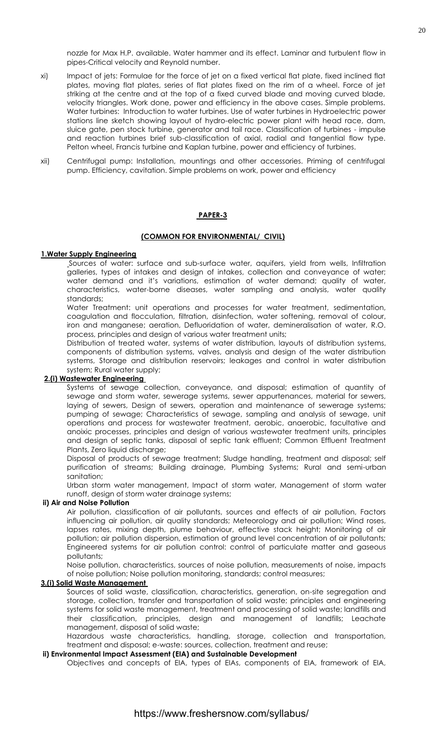nozzle for Max H.P. available. Water hammer and its effect. Laminar and turbulent flow in pipes-Critical velocity and Reynold number.

xi) Impact of jets: Formulae for the force of jet on a fixed vertical flat plate, fixed inclined flat plates, moving flat plates, series of flat plates fixed on the rim of a wheel. Force of jet striking at the centre and at the top of a fixed curved blade and moving curved blade, velocity triangles. Work done, power and efficiency in the above cases. Simple problems. Water turbines: Introduction to water turbines. Use of water turbines in Hydroelectric power stations line sketch showing layout of hydro-electric power plant with head race, dam, sluice gate, pen stock turbine, generator and tail race. Classification of turbines - impulse and reaction turbines brief sub-classification of axial, radial and tangential flow type. Pelton wheel, Francis turbine and Kaplan turbine, power and efficiency of turbines.

xii) Centrifugal pump: Installation, mountings and other accessories. Priming of centrifugal pump. Efficiency, cavitation. Simple problems on work, power and efficiency

## PAPER-3

### (COMMON FOR ENVIRONMENTAL/ CIVIL)

**1.Water Supply Engineering**

Sources of water: surface and sub-surface water, aquifers, yield from wells, Infiltration galleries, types of intakes and design of intakes, collection and conveyance of water; water demand and it's variations, estimation of water demand; quality of water, characteristics, water-borne diseases, water sampling and analysis, water quality standards;

Water Treatment: unit operations and processes for water treatment, sedimentation, coagulation and flocculation, filtration, disinfection, water softening, removal of colour, iron and manganese; aeration, Defluoridation of water, demineralisation of water, R.O. process, principles and design of various water treatment units;

Distribution of treated water, systems of water distribution, layouts of distribution systems, components of distribution systems, valves, analysis and design of the water distribution systems, Storage and distribution reservoirs; leakages and control in water distribution system; Rural water supply;

**2.(i) Wastewater Engineering**

Systems of sewage collection, conveyance, and disposal; estimation of quantity of sewage and storm water, sewerage systems, sewer appurtenances, material for sewers, laying of sewers, Design of sewers, operation and maintenance of sewerage systems; pumping of sewage; Characteristics of sewage, sampling and analysis of sewage, unit operations and process for wastewater treatment, aerobic, anaerobic, facultative and anoixic processes, principles and design of various wastewater treatment units, principles and design of septic tanks, disposal of septic tank effluent; Common Effluent Treatment Plants, Zero liquid discharge;

Disposal of products of sewage treatment; Sludge handling, treatment and disposal; self purification of streams; Building drainage, Plumbing Systems; Rural and semi-urban sanitation;

Urban storm water management, Impact of storm water, Management of storm water runoff, design of storm water drainage systems;

**ii) Air and Noise Pollution**

Air pollution, classification of air pollutants, sources and effects of air pollution, Factors influencing air pollution, air quality standards; Meteorology and air pollution; Wind roses, lapses rates, mixing depth, plume behaviour, effective stack height; Monitoring of air pollution; air pollution dispersion, estimation of ground level concentration of air pollutants; Engineered systems for air pollution control: control of particulate matter and gaseous pollutants;

Noise pollution, characteristics, sources of noise pollution, measurements of noise, impacts of noise pollution; Noise pollution monitoring, standards; control measures;

**3.(i) Solid Waste Management**

Sources of solid waste, classification, characteristics, generation, on-site segregation and storage, collection, transfer and transportation of solid waste; principles and engineering systems for solid waste management, treatment and processing of solid waste; landfills and their classification, principles, design and management of landfills; Leachate management, disposal of solid waste;

Hazardous waste characteristics, handling, storage, collection and transportation, treatment and disposal; e-waste: sources, collection, treatment and reuse;

**ii) Environmental Impact Assessment (EIA) and Sustainable Development**

Objectives and concepts of EIA, types of EIAs, components of EIA, framework of EIA,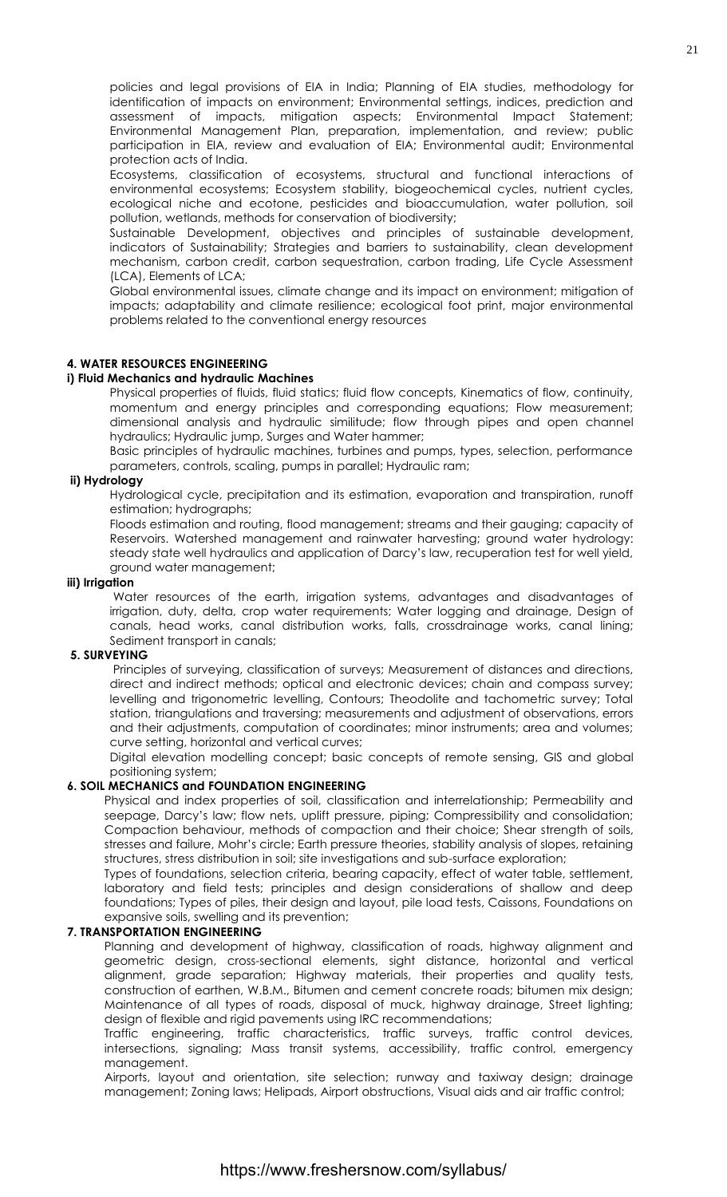policies and legal provisions of EIA in India; Planning of EIA studies, methodology for identification of impacts on environment; Environmental settings, indices, prediction and assessment of impacts, mitigation aspects; Environmental Impact Statement; Environmental Management Plan, preparation, implementation, and review; public participation in EIA, review and evaluation of EIA; Environmental audit; Environmental protection acts of India.

Ecosystems, classification of ecosystems, structural and functional interactions of environmental ecosystems; Ecosystem stability, biogeochemical cycles, nutrient cycles, ecological niche and ecotone, pesticides and bioaccumulation, water pollution, soil pollution, wetlands, methods for conservation of biodiversity;

Sustainable Development, objectives and principles of sustainable development, indicators of Sustainability; Strategies and barriers to sustainability, clean development mechanism, carbon credit, carbon sequestration, carbon trading, Life Cycle Assessment (LCA), Elements of LCA;

Global environmental issues, climate change and its impact on environment; mitigation of impacts; adaptability and climate resilience; ecological foot print, major environmental problems related to the conventional energy resources

**4. WATER RESOURCES ENGINEERING**

**i) Fluid Mechanics and hydraulic Machines**

Physical properties of fluids, fluid statics; fluid flow concepts, Kinematics of flow, continuity, momentum and energy principles and corresponding equations; Flow measurement; dimensional analysis and hydraulic similitude; flow through pipes and open channel hydraulics; Hydraulic jump, Surges and Water hammer;

Basic principles of hydraulic machines, turbines and pumps, types, selection, performance parameters, controls, scaling, pumps in parallel; Hydraulic ram;

**ii) Hydrology**

Hydrological cycle, precipitation and its estimation, evaporation and transpiration, runoff estimation; hydrographs;

Floods estimation and routing, flood management; streams and their gauging; capacity of Reservoirs. Watershed management and rainwater harvesting; ground water hydrology: steady state well hydraulics and application of Darcy's law, recuperation test for well yield, ground water management;

**iii) Irrigation**

Water resources of the earth, irrigation systems, advantages and disadvantages of irrigation, duty, delta, crop water requirements; Water logging and drainage, Design of canals, head works, canal distribution works, falls, crossdrainage works, canal lining; Sediment transport in canals;

**5. SURVEYING**

Principles of surveying, classification of surveys; Measurement of distances and directions, direct and indirect methods; optical and electronic devices; chain and compass survey; levelling and trigonometric levelling, Contours; Theodolite and tachometric survey; Total station, triangulations and traversing; measurements and adjustment of observations, errors and their adjustments, computation of coordinates; minor instruments; area and volumes; curve setting, horizontal and vertical curves;

Digital elevation modelling concept; basic concepts of remote sensing, GIS and global positioning system;

**6. SOIL MECHANICS and FOUNDATION ENGINEERING**

Physical and index properties of soil, classification and interrelationship; Permeability and seepage, Darcy's law; flow nets, uplift pressure, piping; Compressibility and consolidation; Compaction behaviour, methods of compaction and their choice; Shear strength of soils, stresses and failure, Mohr's circle; Earth pressure theories, stability analysis of slopes, retaining structures, stress distribution in soil; site investigations and sub-surface exploration;

Types of foundations, selection criteria, bearing capacity, effect of water table, settlement, laboratory and field tests; principles and design considerations of shallow and deep foundations; Types of piles, their design and layout, pile load tests, Caissons, Foundations on expansive soils, swelling and its prevention;

**7. TRANSPORTATION ENGINEERING**

Planning and development of highway, classification of roads, highway alignment and geometric design, cross-sectional elements, sight distance, horizontal and vertical alignment, grade separation; Highway materials, their properties and quality tests, construction of earthen, W.B.M., Bitumen and cement concrete roads; bitumen mix design; Maintenance of all types of roads, disposal of muck, highway drainage, Street lighting; design of flexible and rigid pavements using IRC recommendations;

Traffic engineering, traffic characteristics, traffic surveys, traffic control devices, intersections, signaling; Mass transit systems, accessibility, traffic control, emergency management.

Airports, layout and orientation, site selection; runway and taxiway design; drainage management; Zoning laws; Helipads, Airport obstructions, Visual aids and air traffic control;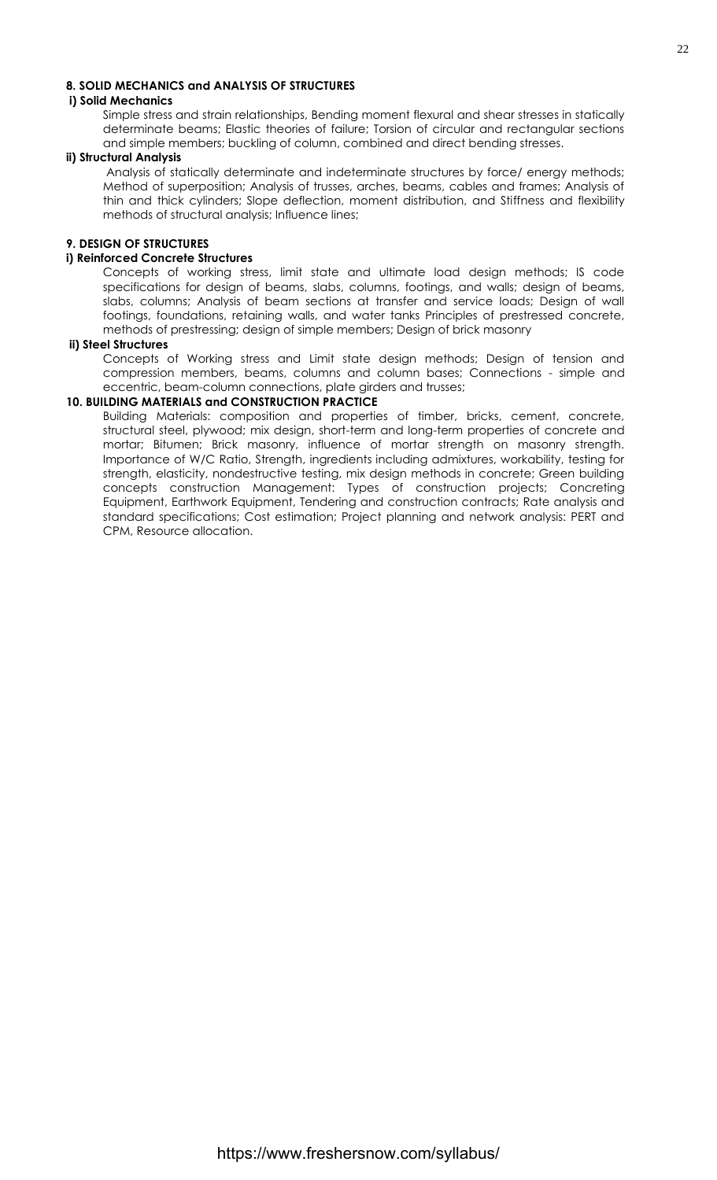### 8. SOLID MECHANICS and ANALYSIS OF STRUCTURES

#### i) Solid Mechanics

Simple stress and strain relationships, Bending moment flexural and shear stresses in statically determinate beams; Elastic theories of failure; Torsion of circular and rectangular sections and simple members; buckling of column, combined and direct bending stresses.

#### ii) Structural Analysis

Analysis of statically determinate and indeterminate structures by force/ energy methods; Method of superposition; Analysis of trusses, arches, beams, cables and frames; Analysis of thin and thick cylinders; Slope deflection, moment distribution, and Stiffness and flexibility methods of structural analysis; Influence lines;

### 9. DESIGN OF STRUCTURES

#### i) Reinforced Concrete Structures

Concepts of working stress, limit state and ultimate load design methods; IS code specifications for design of beams, slabs, columns, footings, and walls; design of beams, slabs, columns; Analysis of beam sections at transfer and service loads; Design of wall footings, foundations, retaining walls, and water tanks Principles of prestressed concrete, methods of prestressing; design of simple members; Design of brick masonry

#### ii) Steel Structures

Concepts of Working stress and Limit state design methods; Design of tension and compression members, beams, columns and column bases; Connections - simple and eccentric, beam-column connections, plate girders and trusses;

### 10. BUILDING MATERIALS and CONSTRUCTION PRACTICE

Building Materials: composition and properties of timber, bricks, cement, concrete, structural steel, plywood; mix design, short-term and long-term properties of concrete and mortar; Bitumen; Brick masonry, influence of mortar strength on masonry strength. Importance of W/C Ratio, Strength, ingredients including admixtures, workability, testing for strength, elasticity, nondestructive testing, mix design methods in concrete; Green building concepts construction Management: Types of construction projects; Concreting Equipment, Earthwork Equipment, Tendering and construction contracts; Rate analysis and standard specifications; Cost estimation; Project planning and network analysis: PERT and CPM, Resource allocation.